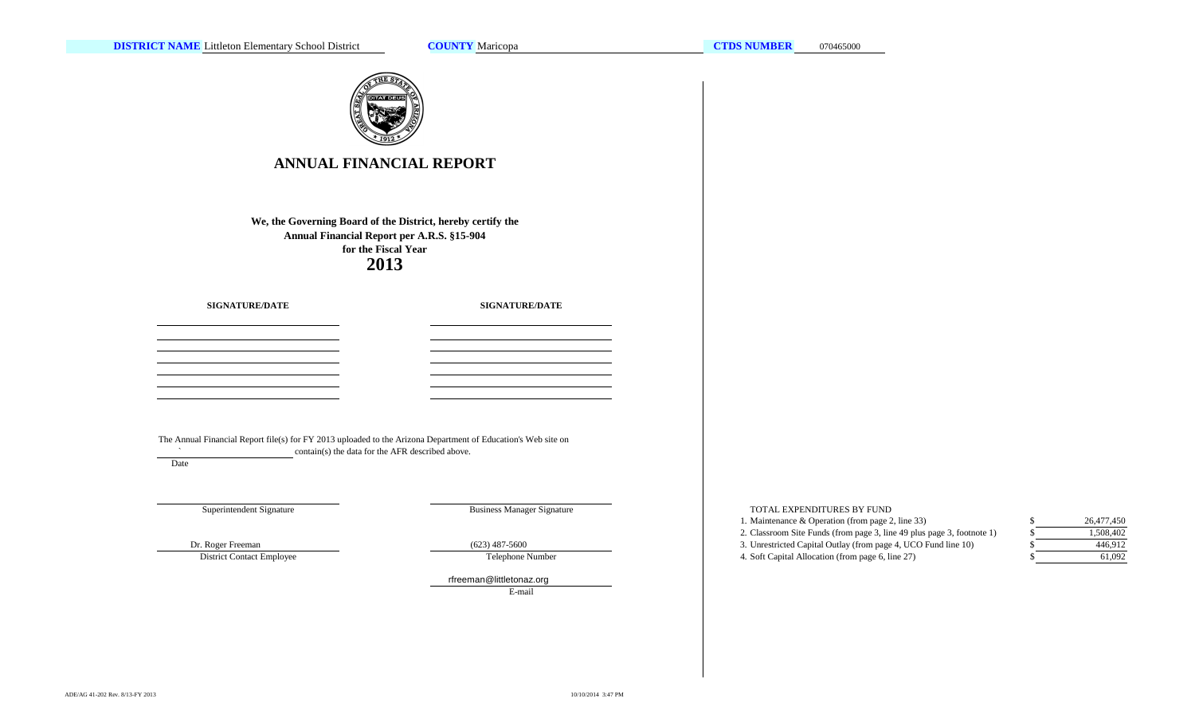**DISTRICT NAME** Littleton Elementary School District **COUNTY** Maricopa **CTDS NUMBER** 070465000

# ANNUAL FINANCIAL REPORT

**We, the Governing Board of the District, hereby certify the Annual Financial Report per A.R.S. §15-904 for the Fiscal Year**

## 2013

| SIGNATURE/DATE | SIGNATURE/DATE |
|---|---|
| | |
| | |
| | |
| | |
| | |
| | |
| | |

The Annual Financial Report file(s) for FY 2013 uploaded to the Arizona Department of Education's Web site on ` contain(s) the data for the AFR described above.

Date

| Superintendent Signature | Business Manager Signature |
|---|---|
| Dr. Roger Freeman | (623) 487-5600 |
| District Contact Employee | Telephone Number |
| | rfreeman@littletonaz.org |
| | E-mail |

TOTAL EXPENDITURES BY FUND

| | | |
|---|---|---|
| 1. Maintenance & Operation (from page 2, line 33) | $ | 26,477,450 |
| 2. Classroom Site Funds (from page 3, line 49 plus page 3, footnote 1) | $ | 1,508,402 |
| 3. Unrestricted Capital Outlay (from page 4, UCO Fund line 10) | $ | 446,912 |
| 4. Soft Capital Allocation (from page 6, line 27) | $ | 61,092 |

ADE/AG 41-202 Rev. 8/13-FY 2013

10/10/2014 3:47 PM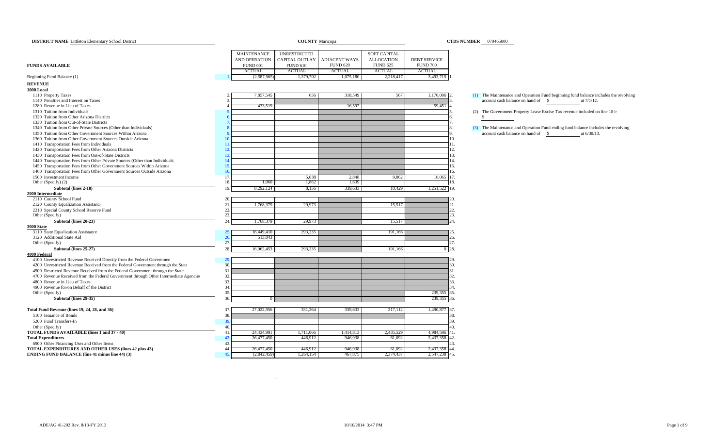**DISTRICT NAME** Littleton Elementary School District **COUNTY** Maricopa **CTDS NUMBER** 070465000

| FUNDS AVAILABLE | | MAINTENANCE AND OPERATION FUND 001 ACTUAL | UNRESTRICTED CAPITAL OUTLAY FUND 610 ACTUAL | ADJACENT WAYS FUND 620 ACTUAL | SOFT CAPITAL ALLOCATION FUND 625 ACTUAL | DEBT SERVICE FUND 700 ACTUAL | |
|---|---|---|---|---|---|---|---|
| Beginning Fund Balance (1) | 1. | (2,587,965) | 1,379,702 | 1,075,180 | 2,218,417 | 3,493,719 | 1. |
| **REVENUE** | | | | | | | |
| **1000 Local** | | | | | | | |
| 1110 Property Taxes | 2. | 7,857,545 | 656 | 318,549 | 567 | 1,176,006 | 2. |
| 1140 Penalties and Interest on Taxes | 3. | | | | | | 3. |
| 1280 Revenue in Lieu of Taxes | 4. | 433,519 | | 16,597 | | 59,451 | 4. |
| 1310 Tuition from Individuals | 5. | | | | | | 5. |
| 1320 Tuition from Other Arizona Districts | 6. | | | | | | 6. |
| 1330 Tuition from Out-of-State Districts | 7. | | | | | | 7. |
| 1340 Tuition from Other Private Sources (Other than Individuals) | 8. | | | | | | 8. |
| 1350 Tuition from Other Government Sources Within Arizona | 9. | | | | | | 9. |
| 1360 Tuition from Other Government Sources Outside Arizona | 10. | | | | | | 10. |
| 1410 Transportation Fees from Individuals | 11. | | | | | | 11. |
| 1420 Transportation Fees from Other Arizona Districts | 12. | | | | | | 12. |
| 1430 Transportation Fees from Out-of-State Districts | 13. | | | | | | 13. |
| 1440 Transportation Fees from Other Private Sources (Other than Individuals) | 14. | | | | | | 14. |
| 1450 Transportation Fees from Other Government Sources Within Arizona | 15. | | | | | | 15. |
| 1460 Transportation Fees from Other Government Sources Outside Arizona | 16. | | | | | | 16. |
| 1500 Investment Income | 17. | | 5,638 | 2,848 | 9,862 | 16,065 | 17. |
| Other (Specify) (2) | 18. | 1,060 | 1,862 | 1,639 | | | 18. |
| **Subtotal (lines 2-18)** | 19. | 8,292,124 | 8,156 | 339,633 | 10,429 | 1,251,522 | 19. |
| **2000 Intermediate** | | | | | | | |
| 2110 County School Fund | 20. | | | | | | 20. |
| 2120 County Equalization Assistance | 21. | 1,768,379 | 29,973 | | 15,517 | | 21. |
| 2210 Special County School Reserve Fund | 22. | | | | | | 22. |
| Other (Specify) | 23. | | | | | | 23. |
| **Subtotal (lines 20-23)** | 24. | 1,768,379 | 29,973 | | 15,517 | | 24. |
| **3000 State** | | | | | | | |
| 3110 State Equalization Assistance | 25. | 16,449,410 | 293,235 | | 191,166 | | 25. |
| 3120 Additional State Aid | 26. | 513,043 | | | | | 26. |
| Other (Specify) | 27. | | | | | | 27. |
| **Subtotal (lines 25-27)** | 28. | 16,962,453 | 293,235 | | 191,166 | 0 | 28. |
| **4000 Federal** | | | | | | | |
| 4100 Unrestricted Revenue Received Directly from the Federal Government | 29. | | | | | | 29. |
| 4200 Unrestricted Revenue Received from the Federal Government through the State | 30. | | | | | | 30. |
| 4500 Restricted Revenue Received from the Federal Government through the State | 31. | | | | | | 31. |
| 4700 Revenue Received from the Federal Government through Other Intermediate Agencies | 32. | | | | | | 32. |
| 4800 Revenue in Lieu of Taxes | 33. | | | | | | 33. |
| 4900 Revenue for/on Behalf of the District | 34. | | | | | | 34. |
| Other (Specify) | 35. | | | | | 239,355 | 35. |
| **Subtotal (lines 29-35)** | 36. | 0 | | | | 239,355 | 36. |
| **Total Fund Revenue (lines 19, 24, 28, and 36)** | 37. | 27,022,956 | 331,364 | 339,633 | 217,112 | 1,490,877 | 37. |
| 5100 Issuance of Bonds | 38. | | | | | | 38. |
| 5200 Fund Transfers-In | 39. | | | | | | 39. |
| Other (Specify) | 40. | | | | | | 40. |
| **TOTAL FUNDS AVAILABLE (lines 1 and 37 - 40)** | 41. | 24,434,991 | 1,711,066 | 1,414,813 | 2,435,529 | 4,984,596 | 41. |
| **Total Expenditures** | 42. | 26,477,450 | 446,912 | 946,938 | 61,092 | 2,437,358 | 42. |
| 6900 Other Financing Uses and Other Items | 43. | | | | | | 43. |
| **TOTAL EXPENDITURES AND OTHER USES (lines 42 plus 43)** | 44. | 26,477,450 | 446,912 | 946,938 | 61,092 | 2,437,358 | 44. |
| **ENDING FUND BALANCE (line 41 minus line 44) (3)** | 45. | (2,042,459) | 1,264,154 | 467,875 | 2,374,437 | 2,547,238 | 45. |

(1) The Maintenance and Operation Fund beginning fund balance includes the revolving account cash balance on hand of $ ________ at 7/1/12.

(2) The Government Property Lease Excise Tax revenue included on line 18 is $ ________

(3) The Maintenance and Operation Fund ending fund balance includes the revolving account cash balance on hand of $ ________ at 6/30/13.

ADE/AG 41-202 Rev. 8/13-FY 2013 10/10/2014 3:47 PM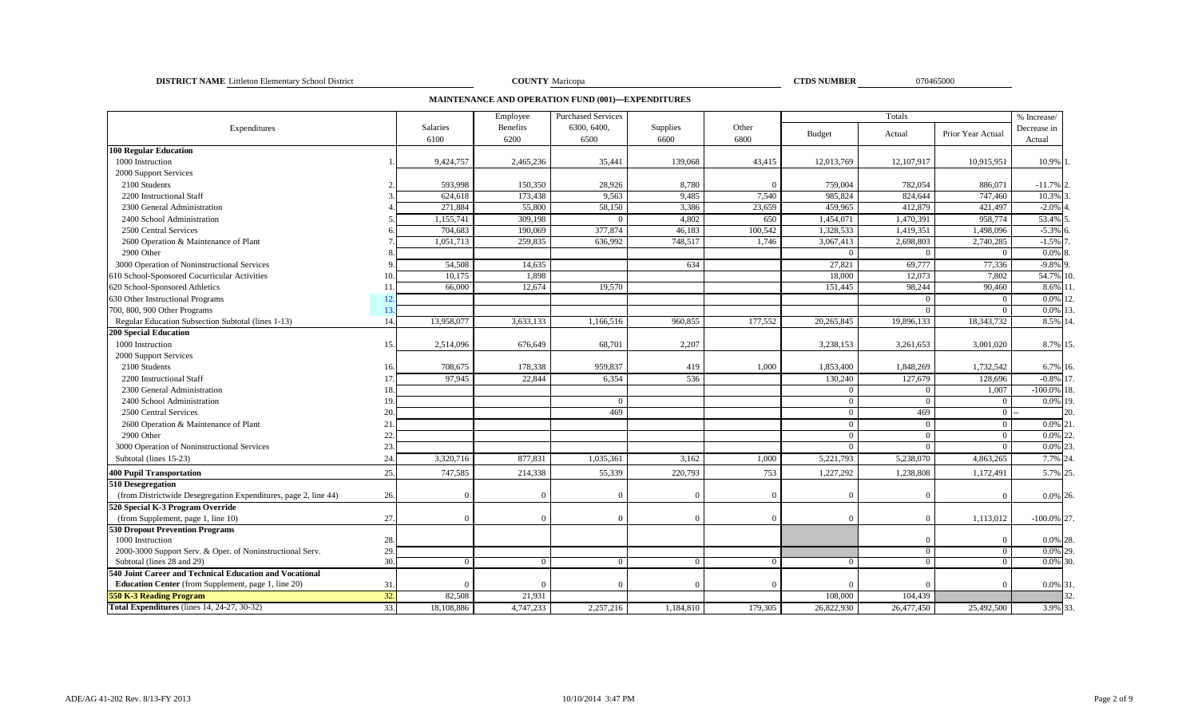**DISTRICT NAME** Littleton Elementary School District **COUNTY** Maricopa **CTDS NUMBER** 070465000

## MAINTENANCE AND OPERATION FUND (001)—EXPENDITURES

| Expenditures | | Salaries 6100 | Employee Benefits 6200 | Purchased Services 6300, 6400, 6500 | Supplies 6600 | Other 6800 | Totals Budget | Totals Actual | Totals Prior Year Actual | % Increase/ Decrease in Actual | |
|---|---|---|---|---|---|---|---|---|---|---|---|
| **100 Regular Education** | | | | | | | | | | | |
| 1000 Instruction | 1. | 9,424,757 | 2,465,236 | 35,441 | 139,068 | 43,415 | 12,013,769 | 12,107,917 | 10,915,951 | 10.9% | 1. |
| 2000 Support Services | | | | | | | | | | | |
| 2100 Students | 2. | 593,998 | 150,350 | 28,926 | 8,780 | 0 | 759,004 | 782,054 | 886,071 | -11.7% | 2. |
| 2200 Instructional Staff | 3. | 624,618 | 173,438 | 9,563 | 9,485 | 7,540 | 985,824 | 824,644 | 747,460 | 10.3% | 3. |
| 2300 General Administration | 4. | 271,884 | 55,800 | 58,150 | 3,386 | 23,659 | 459,965 | 412,879 | 421,497 | -2.0% | 4. |
| 2400 School Administration | 5. | 1,155,741 | 309,198 | 0 | 4,802 | 650 | 1,454,071 | 1,470,391 | 958,774 | 53.4% | 5. |
| 2500 Central Services | 6. | 704,683 | 190,069 | 377,874 | 46,183 | 100,542 | 1,328,533 | 1,419,351 | 1,498,096 | -5.3% | 6. |
| 2600 Operation & Maintenance of Plant | 7. | 1,051,713 | 259,835 | 636,992 | 748,517 | 1,746 | 3,067,413 | 2,698,803 | 2,740,285 | -1.5% | 7. |
| 2900 Other | 8. | | | | | | 0 | 0 | 0 | 0.0% | 8. |
| 3000 Operation of Noninstructional Services | 9. | 54,508 | 14,635 | | 634 | | 27,821 | 69,777 | 77,336 | -9.8% | 9. |
| 610 School-Sponsored Cocurricular Activities | 10. | 10,175 | 1,898 | | | | 18,000 | 12,073 | 7,802 | 54.7% | 10. |
| 620 School-Sponsored Athletics | 11. | 66,000 | 12,674 | 19,570 | | | 151,445 | 98,244 | 90,460 | 8.6% | 11. |
| 630 Other Instructional Programs | 12. | | | | | | | 0 | 0 | 0.0% | 12. |
| 700, 800, 900 Other Programs | 13. | | | | | | | 0 | 0 | 0.0% | 13. |
| Regular Education Subsection Subtotal (lines 1-13) | 14. | 13,958,077 | 3,633,133 | 1,166,516 | 960,855 | 177,552 | 20,265,845 | 19,896,133 | 18,343,732 | 8.5% | 14. |
| **200 Special Education** | | | | | | | | | | | |
| 1000 Instruction | 15. | 2,514,096 | 676,649 | 68,701 | 2,207 | | 3,238,153 | 3,261,653 | 3,001,020 | 8.7% | 15. |
| 2000 Support Services | | | | | | | | | | | |
| 2100 Students | 16. | 708,675 | 178,338 | 959,837 | 419 | 1,000 | 1,853,400 | 1,848,269 | 1,732,542 | 6.7% | 16. |
| 2200 Instructional Staff | 17. | 97,945 | 22,844 | 6,354 | 536 | | 130,240 | 127,679 | 128,696 | -0.8% | 17. |
| 2300 General Administration | 18. | | | | | | 0 | 0 | 1,007 | -100.0% | 18. |
| 2400 School Administration | 19. | | | 0 | | | 0 | 0 | 0 | 0.0% | 19. |
| 2500 Central Services | 20. | | | 469 | | | 0 | 469 | 0 | -- | 20. |
| 2600 Operation & Maintenance of Plant | 21. | | | | | | 0 | 0 | 0 | 0.0% | 21. |
| 2900 Other | 22. | | | | | | 0 | 0 | 0 | 0.0% | 22. |
| 3000 Operation of Noninstructional Services | 23. | | | | | | 0 | 0 | 0 | 0.0% | 23. |
| Subtotal (lines 15-23) | 24. | 3,320,716 | 877,831 | 1,035,361 | 3,162 | 1,000 | 5,221,793 | 5,238,070 | 4,863,265 | 7.7% | 24. |
| **400 Pupil Transportation** | 25. | 747,585 | 214,338 | 55,339 | 220,793 | 753 | 1,227,292 | 1,238,808 | 1,172,491 | 5.7% | 25. |
| **510 Desegregation** | | | | | | | | | | | |
| (from Districtwide Desegregation Expenditures, page 2, line 44) | 26. | 0 | 0 | 0 | 0 | 0 | 0 | 0 | 0 | 0.0% | 26. |
| **520 Special K-3 Program Override** | | | | | | | | | | | |
| (from Supplement, page 1, line 10) | 27. | 0 | 0 | 0 | 0 | 0 | 0 | 0 | 1,113,012 | -100.0% | 27. |
| **530 Dropout Prevention Programs** | | | | | | | | | | | |
| 1000 Instruction | 28. | | | | | | | 0 | 0 | 0.0% | 28. |
| 2000-3000 Support Serv. & Oper. of Noninstructional Serv. | 29. | | | | | | | 0 | 0 | 0.0% | 29. |
| Subtotal (lines 28 and 29) | 30. | 0 | 0 | 0 | 0 | 0 | 0 | 0 | 0 | 0.0% | 30. |
| **540 Joint Career and Technical Education and Vocational Education Center** (from Supplement, page 1, line 20) | 31. | 0 | 0 | 0 | 0 | 0 | 0 | 0 | 0 | 0.0% | 31. |
| **550 K-3 Reading Program** | 32. | 82,508 | 21,931 | | | | 108,000 | 104,439 | | | 32. |
| **Total Expenditures** (lines 14, 24-27, 30-32) | 33. | 18,108,886 | 4,747,233 | 2,257,216 | 1,184,810 | 179,305 | 26,822,930 | 26,477,450 | 25,492,500 | 3.9% | 33. |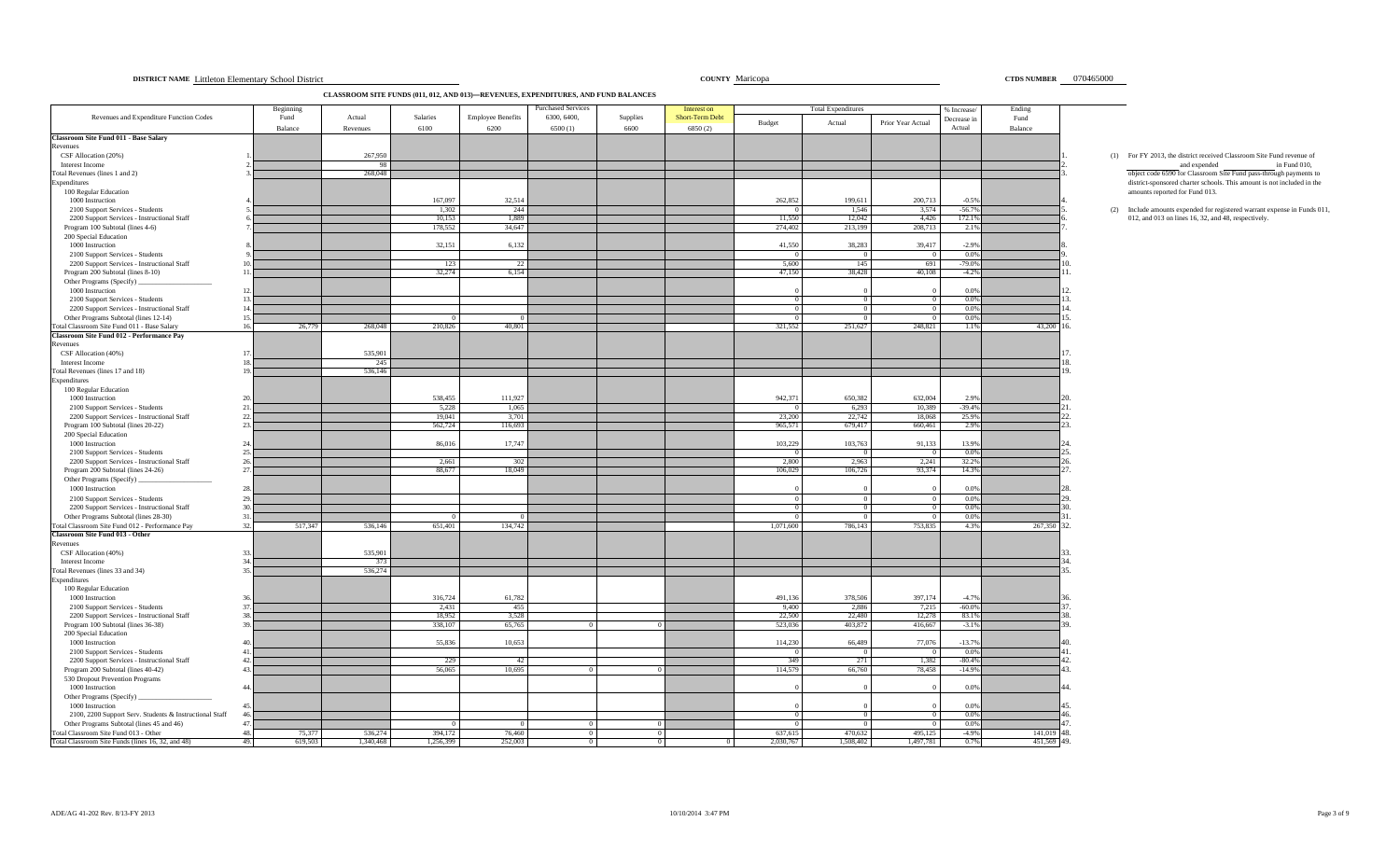**DISTRICT NAME** Littleton Elementary School District **COUNTY** Maricopa **CTDS NUMBER** 070465000

## CLASSROOM SITE FUNDS (011, 012, AND 013)—REVENUES, EXPENDITURES, AND FUND BALANCES

| Revenues and Expenditure Function Codes | | Beginning Fund Balance | Actual Revenues | Salaries 6100 | Employee Benefits 6200 | Purchased Services 6300, 6400, 6500 (1) | Supplies 6600 | Interest on Short-Term Debt 6850 (2) | Total Expenditures Budget | Total Expenditures Actual | Total Expenditures Prior Year Actual | % Increase/ Decrease in Actual | Ending Fund Balance | |
|---|---|---|---|---|---|---|---|---|---|---|---|---|---|---|
| **Classroom Site Fund 011 - Base Salary** | | | | | | | | | | | | | | |
| Revenues | | | | | | | | | | | | | | |
| CSF Allocation (20%) | 1. | | 267,950 | | | | | | | | | | | 1. |
| Interest Income | 2. | | 98 | | | | | | | | | | | 2. |
| Total Revenues (lines 1 and 2) | 3. | | 268,048 | | | | | | | | | | | 3. |
| Expenditures | | | | | | | | | | | | | | |
| 100 Regular Education | | | | | | | | | | | | | | |
| 1000 Instruction | 4. | | | 167,097 | 32,514 | | | | 262,852 | 199,611 | 200,713 | -0.5% | | 4. |
| 2100 Support Services - Students | 5. | | | 1,302 | 244 | | | | 0 | 1,546 | 3,574 | -56.7% | | 5. |
| 2200 Support Services - Instructional Staff | 6. | | | 10,153 | 1,889 | | | | 11,550 | 12,042 | 4,426 | 172.1% | | 6. |
| Program 100 Subtotal (lines 4-6) | 7. | | | 178,552 | 34,647 | | | | 274,402 | 213,199 | 208,713 | 2.1% | | 7. |
| 200 Special Education | | | | | | | | | | | | | | |
| 1000 Instruction | 8. | | | 32,151 | 6,132 | | | | 41,550 | 38,283 | 39,417 | -2.9% | | 8. |
| 2100 Support Services - Students | 9. | | | | | | | | 0 | 0 | 0 | 0.0% | | 9. |
| 2200 Support Services - Instructional Staff | 10. | | | 123 | 22 | | | | 5,600 | 145 | 691 | -79.0% | | 10. |
| Program 200 Subtotal (lines 8-10) | 11. | | | 32,274 | 6,154 | | | | 47,150 | 38,428 | 40,108 | -4.2% | | 11. |
| Other Programs (Specify) ____________ | | | | | | | | | | | | | | |
| 1000 Instruction | 12. | | | | | | | | 0 | 0 | 0 | 0.0% | | 12. |
| 2100 Support Services - Students | 13. | | | | | | | | 0 | 0 | 0 | 0.0% | | 13. |
| 2200 Support Services - Instructional Staff | 14. | | | | | | | | 0 | 0 | 0 | 0.0% | | 14. |
| Other Programs Subtotal (lines 12-14) | 15. | | | 0 | 0 | | | | 0 | 0 | 0 | 0.0% | | 15. |
| Total Classroom Site Fund 011 - Base Salary | 16. | 26,779 | 268,048 | 210,826 | 40,801 | | | | 321,552 | 251,627 | 248,821 | 1.1% | 43,200 | 16. |
| **Classroom Site Fund 012 - Performance Pay** | | | | | | | | | | | | | | |
| Revenues | | | | | | | | | | | | | | |
| CSF Allocation (40%) | 17. | | 535,901 | | | | | | | | | | | 17. |
| Interest Income | 18. | | 245 | | | | | | | | | | | 18. |
| Total Revenues (lines 17 and 18) | 19. | | 536,146 | | | | | | | | | | | 19. |
| Expenditures | | | | | | | | | | | | | | |
| 100 Regular Education | | | | | | | | | | | | | | |
| 1000 Instruction | 20. | | | 538,455 | 111,927 | | | | 942,371 | 650,382 | 632,004 | 2.9% | | 20. |
| 2100 Support Services - Students | 21. | | | 5,228 | 1,065 | | | | 0 | 6,293 | 10,389 | -39.4% | | 21. |
| 2200 Support Services - Instructional Staff | 22. | | | 19,041 | 3,701 | | | | 23,200 | 22,742 | 18,068 | 25.9% | | 22. |
| Program 100 Subtotal (lines 20-22) | 23. | | | 562,724 | 116,693 | | | | 965,571 | 679,417 | 660,461 | 2.9% | | 23. |
| 200 Special Education | | | | | | | | | | | | | | |
| 1000 Instruction | 24. | | | 86,016 | 17,747 | | | | 103,229 | 103,763 | 91,133 | 13.9% | | 24. |
| 2100 Support Services - Students | 25. | | | | | | | | 0 | 0 | 0 | 0.0% | | 25. |
| 2200 Support Services - Instructional Staff | 26. | | | 2,661 | 302 | | | | 2,800 | 2,963 | 2,241 | 32.2% | | 26. |
| Program 200 Subtotal (lines 24-26) | 27. | | | 88,677 | 18,049 | | | | 106,029 | 106,726 | 93,374 | 14.3% | | 27. |
| Other Programs (Specify) ____________ | | | | | | | | | | | | | | |
| 1000 Instruction | 28. | | | | | | | | 0 | 0 | 0 | 0.0% | | 28. |
| 2100 Support Services - Students | 29. | | | | | | | | 0 | 0 | 0 | 0.0% | | 29. |
| 2200 Support Services - Instructional Staff | 30. | | | | | | | | 0 | 0 | 0 | 0.0% | | 30. |
| Other Programs Subtotal (lines 28-30) | 31. | | | 0 | 0 | | | | 0 | 0 | 0 | 0.0% | | 31. |
| Total Classroom Site Fund 012 - Performance Pay | 32. | 517,347 | 536,146 | 651,401 | 134,742 | | | | 1,071,600 | 786,143 | 753,835 | 4.3% | 267,350 | 32. |
| **Classroom Site Fund 013 - Other** | | | | | | | | | | | | | | |
| Revenues | | | | | | | | | | | | | | |
| CSF Allocation (40%) | 33. | | 535,901 | | | | | | | | | | | 33. |
| Interest Income | 34. | | 373 | | | | | | | | | | | 34. |
| Total Revenues (lines 33 and 34) | 35. | | 536,274 | | | | | | | | | | | 35. |
| Expenditures | | | | | | | | | | | | | | |
| 100 Regular Education | | | | | | | | | | | | | | |
| 1000 Instruction | 36. | | | 316,724 | 61,782 | | | | 491,136 | 378,506 | 397,174 | -4.7% | | 36. |
| 2100 Support Services - Students | 37. | | | 2,431 | 455 | | | | 9,400 | 2,886 | 7,215 | -60.0% | | 37. |
| 2200 Support Services - Instructional Staff | 38. | | | 18,952 | 3,528 | | | | 22,500 | 22,480 | 12,278 | 83.1% | | 38. |
| Program 100 Subtotal (lines 36-38) | 39. | | | 338,107 | 65,765 | 0 | 0 | | 523,036 | 403,872 | 416,667 | -3.1% | | 39. |
| 200 Special Education | | | | | | | | | | | | | | |
| 1000 Instruction | 40. | | | 55,836 | 10,653 | | | | 114,230 | 66,489 | 77,076 | -13.7% | | 40. |
| 2100 Support Services - Students | 41. | | | | | | | | 0 | 0 | 0 | 0.0% | | 41. |
| 2200 Support Services - Instructional Staff | 42. | | | 229 | 42 | | | | 349 | 271 | 1,382 | -80.4% | | 42. |
| Program 200 Subtotal (lines 40-42) | 43. | | | 56,065 | 10,695 | 0 | 0 | | 114,579 | 66,760 | 78,458 | -14.9% | | 43. |
| 530 Dropout Prevention Programs | | | | | | | | | | | | | | |
| 1000 Instruction | 44. | | | | | | | | 0 | 0 | 0 | 0.0% | | 44. |
| Other Programs (Specify) ____________ | | | | | | | | | | | | | | |
| 1000 Instruction | 45. | | | | | | | | 0 | 0 | 0 | 0.0% | | 45. |
| 2100, 2200 Support Serv. Students & Instructional Staff | 46. | | | | | | | | 0 | 0 | 0 | 0.0% | | 46. |
| Other Programs Subtotal (lines 45 and 46) | 47. | | | 0 | 0 | 0 | 0 | | 0 | 0 | 0 | 0.0% | | 47. |
| Total Classroom Site Fund 013 - Other | 48. | 75,377 | 536,274 | 394,172 | 76,460 | 0 | 0 | | 637,615 | 470,632 | 495,125 | -4.9% | 141,019 | 48. |
| Total Classroom Site Funds (lines 16, 32, and 48) | 49. | 619,503 | 1,340,468 | 1,256,399 | 252,003 | 0 | 0 | 0 | 2,030,767 | 1,508,402 | 1,497,781 | 0.7% | 451,569 | 49. |

(1) For FY 2013, the district received Classroom Site Fund revenue of ____________ and expended ____________ in Fund 010, object code 6590 for Classroom Site Fund pass-through payments to district-sponsored charter schools. This amount is not included in the amounts reported for Fund 013.

(2) Include amounts expended for registered warrant expense in Funds 011, 012, and 013 on lines 16, 32, and 48, respectively.

ADE/AG 41-202 Rev. 8/13-FY 2013 10/10/2014 3:47 PM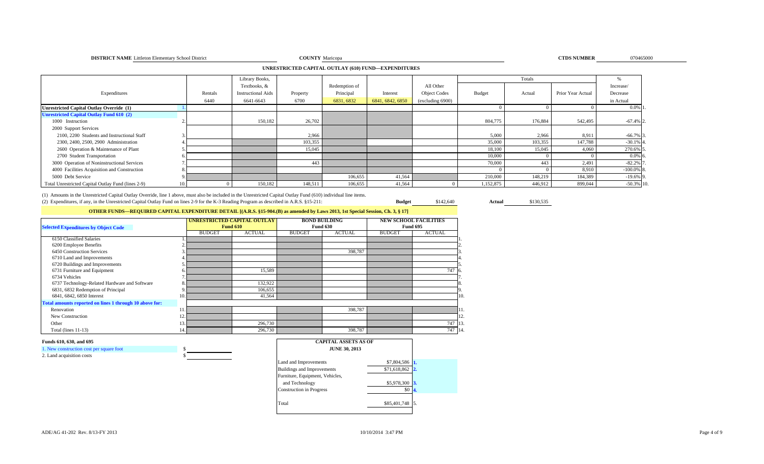**DISTRICT NAME** Littleton Elementary School District **COUNTY** Maricopa **CTDS NUMBER** 070465000

## UNRESTRICTED CAPITAL OUTLAY (610) FUND—EXPENDITURES

| Expenditures | | Rentals 6440 | Library Books, Textbooks, & Instructional Aids 6641-6643 | Property 6700 | Redemption of Principal 6831, 6832 | Interest 6841, 6842, 6850 | All Other Object Codes (excluding 6900) | Totals Budget | Totals Actual | Totals Prior Year Actual | % Increase/ Decrease in Actual | |
|---|---|---|---|---|---|---|---|---|---|---|---|---|
| **Unrestricted Capital Outlay Override (1)** | 1. | | | | | | | 0 | 0 | 0 | 0.0% | 1. |
| **Unrestricted Capital Outlay Fund 610 (2)** | | | | | | | | | | | | |
| 1000 Instruction | 2. | | 150,182 | 26,702 | | | | 804,775 | 176,884 | 542,495 | -67.4% | 2. |
| 2000 Support Services | | | | | | | | | | | | |
| 2100, 2200 Students and Instructional Staff | 3. | | | 2,966 | | | | 5,000 | 2,966 | 8,911 | -66.7% | 3. |
| 2300, 2400, 2500, 2900 Administration | 4. | | | 103,355 | | | | 35,000 | 103,355 | 147,788 | -30.1% | 4. |
| 2600 Operation & Maintenance of Plant | 5. | | | 15,045 | | | | 18,100 | 15,045 | 4,060 | 270.6% | 5. |
| 2700 Student Transportation | 6. | | | | | | | 10,000 | 0 | 0 | 0.0% | 6. |
| 3000 Operation of Noninstructional Services | 7. | | | 443 | | | | 70,000 | 443 | 2,491 | -82.2% | 7. |
| 4000 Facilities Acquisition and Construction | 8. | | | | | | | 0 | 0 | 8,910 | -100.0% | 8. |
| 5000 Debt Service | 9. | | | | 106,655 | 41,564 | | 210,000 | 148,219 | 184,389 | -19.6% | 9. |
| Total Unrestricted Capital Outlay Fund (lines 2-9) | 10. | 0 | 150,182 | 148,511 | 106,655 | 41,564 | 0 | 1,152,875 | 446,912 | 899,044 | -50.3% | 10. |

(1) Amounts in the Unrestricted Capital Outlay Override, line 1 above, must also be included in the Unrestricted Capital Outlay Fund (610) individual line items.
(2) Expenditures, if any, in the Unrestricted Capital Outlay Fund on lines 2-9 for the K-3 Reading Program as described in A.R.S. §15-211: **Budget** $142,640 **Actual** $130,535

## OTHER FUNDS—REQUIRED CAPITAL EXPENDITURE DETAIL [(A.R.S. §15-904.(B) as amended by Laws 2013, 1st Special Session, Ch. 3, § 17]

| Selected Expenditures by Object Code | | UNRESTRICTED CAPITAL OUTLAY Fund 610 BUDGET | UNRESTRICTED CAPITAL OUTLAY Fund 610 ACTUAL | BOND BUILDING Fund 630 BUDGET | BOND BUILDING Fund 630 ACTUAL | NEW SCHOOL FACILITIES Fund 695 BUDGET | NEW SCHOOL FACILITIES Fund 695 ACTUAL | |
|---|---|---|---|---|---|---|---|---|
| 6150 Classified Salaries | 1. | | | | | | | 1. |
| 6200 Employee Benefits | 2. | | | | | | | 2. |
| 6450 Construction Services | 3. | | | | 398,787 | | | 3. |
| 6710 Land and Improvements | 4. | | | | | | | 4. |
| 6720 Buildings and Improvements | 5. | | | | | | | 5. |
| 6731 Furniture and Equipment | 6. | | 15,589 | | | | 747 | 6. |
| 6734 Vehicles | 7. | | | | | | | 7. |
| 6737 Technology-Related Hardware and Software | 8. | | 132,922 | | | | | 8. |
| 6831, 6832 Redemption of Principal | 9. | | 106,655 | | | | | 9. |
| 6841, 6842, 6850 Interest | 10. | | 41,564 | | | | | 10. |
| **Total amounts reported on lines 1 through 10 above for:** | | | | | | | | |
| Renovation | 11. | | | | 398,787 | | | 11. |
| New Construction | 12. | | | | | | | 12. |
| Other | 13. | | 296,730 | | | | 747 | 13. |
| Total (lines 11-13) | 14. | | 296,730 | | 398,787 | | 747 | 14. |

**Funds 610, 630, and 695**

1. New construction cost per square foot $
2. Land acquisition costs $

**CAPITAL ASSETS AS OF JUNE 30, 2013**

| | | |
|---|---|---|
| Land and Improvements | $7,804,586 | 1. |
| Buildings and Improvements | $71,618,862 | 2. |
| Furniture, Equipment, Vehicles, and Technology | $5,978,300 | 3. |
| Construction in Progress | $0 | 4. |
| Total | $85,401,748 | 5. |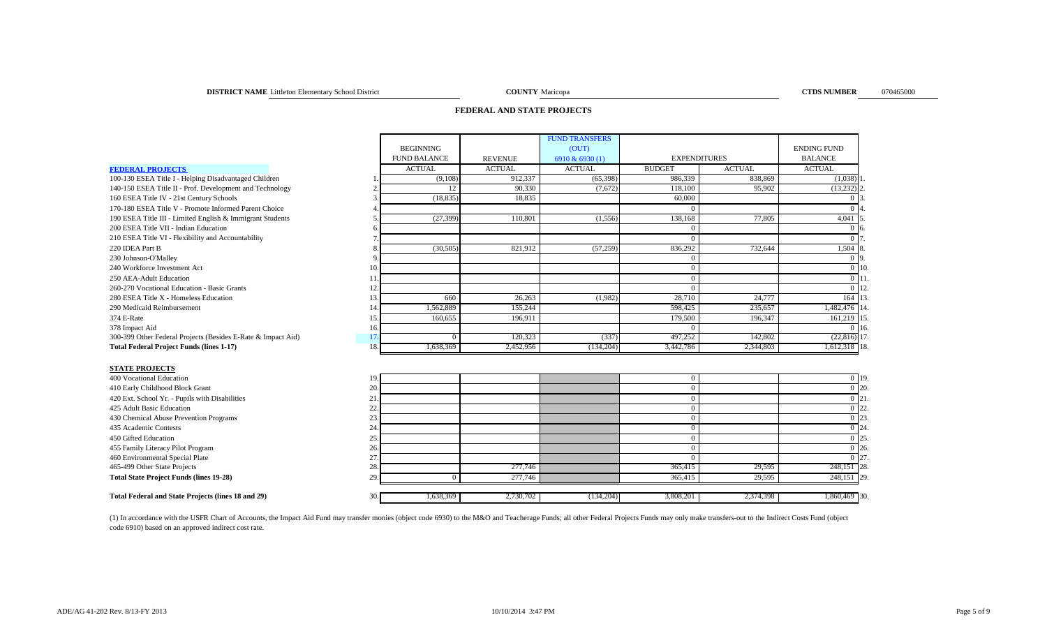**DISTRICT NAME** Littleton Elementary School District **COUNTY** Maricopa **CTDS NUMBER** 070465000

## FEDERAL AND STATE PROJECTS

| | | BEGINNING FUND BALANCE | REVENUE | FUND TRANSFERS (OUT) 6910 & 6930 (1) | EXPENDITURES | | ENDING FUND BALANCE | |
|---|---|---|---|---|---|---|---|---|
| **FEDERAL PROJECTS** | | ACTUAL | ACTUAL | ACTUAL | BUDGET | ACTUAL | ACTUAL | |
| 100-130 ESEA Title I - Helping Disadvantaged Children | 1. | (9,108) | 912,337 | (65,398) | 986,339 | 838,869 | (1,038) | 1. |
| 140-150 ESEA Title II - Prof. Development and Technology | 2. | 12 | 90,330 | (7,672) | 118,100 | 95,902 | (13,232) | 2. |
| 160 ESEA Title IV - 21st Century Schools | 3. | (18,835) | 18,835 | | 60,000 | | 0 | 3. |
| 170-180 ESEA Title V - Promote Informed Parent Choice | 4. | | | | 0 | | 0 | 4. |
| 190 ESEA Title III - Limited English & Immigrant Students | 5. | (27,399) | 110,801 | (1,556) | 138,168 | 77,805 | 4,041 | 5. |
| 200 ESEA Title VII - Indian Education | 6. | | | | 0 | | 0 | 6. |
| 210 ESEA Title VI - Flexibility and Accountability | 7. | | | | 0 | | 0 | 7. |
| 220 IDEA Part B | 8. | (30,505) | 821,912 | (57,259) | 836,292 | 732,644 | 1,504 | 8. |
| 230 Johnson-O'Malley | 9. | | | | 0 | | 0 | 9. |
| 240 Workforce Investment Act | 10. | | | | 0 | | 0 | 10. |
| 250 AEA-Adult Education | 11. | | | | 0 | | 0 | 11. |
| 260-270 Vocational Education - Basic Grants | 12. | | | | 0 | | 0 | 12. |
| 280 ESEA Title X - Homeless Education | 13. | 660 | 26,263 | (1,982) | 28,710 | 24,777 | 164 | 13. |
| 290 Medicaid Reimbursement | 14. | 1,562,889 | 155,244 | | 598,425 | 235,657 | 1,482,476 | 14. |
| 374 E-Rate | 15. | 160,655 | 196,911 | | 179,500 | 196,347 | 161,219 | 15. |
| 378 Impact Aid | 16. | | | | 0 | | 0 | 16. |
| 300-399 Other Federal Projects (Besides E-Rate & Impact Aid) | 17. | 0 | 120,323 | (337) | 497,252 | 142,802 | (22,816) | 17. |
| **Total Federal Project Funds (lines 1-17)** | 18. | 1,638,369 | 2,452,956 | (134,204) | 3,442,786 | 2,344,803 | 1,612,318 | 18. |
| **STATE PROJECTS** | | | | | | | | |
| 400 Vocational Education | 19. | | | | 0 | | 0 | 19. |
| 410 Early Childhood Block Grant | 20. | | | | 0 | | 0 | 20. |
| 420 Ext. School Yr. - Pupils with Disabilities | 21. | | | | 0 | | 0 | 21. |
| 425 Adult Basic Education | 22. | | | | 0 | | 0 | 22. |
| 430 Chemical Abuse Prevention Programs | 23. | | | | 0 | | 0 | 23. |
| 435 Academic Contests | 24. | | | | 0 | | 0 | 24. |
| 450 Gifted Education | 25. | | | | 0 | | 0 | 25. |
| 455 Family Literacy Pilot Program | 26. | | | | 0 | | 0 | 26. |
| 460 Environmental Special Plate | 27. | | | | 0 | | 0 | 27. |
| 465-499 Other State Projects | 28. | | 277,746 | | 365,415 | 29,595 | 248,151 | 28. |
| **Total State Project Funds (lines 19-28)** | 29. | 0 | 277,746 | | 365,415 | 29,595 | 248,151 | 29. |
| **Total Federal and State Projects (lines 18 and 29)** | 30. | 1,638,369 | 2,730,702 | (134,204) | 3,808,201 | 2,374,398 | 1,860,469 | 30. |

(1) In accordance with the USFR Chart of Accounts, the Impact Aid Fund may transfer monies (object code 6930) to the M&O and Teacherage Funds; all other Federal Projects Funds may only make transfers-out to the Indirect Costs Fund (object code 6910) based on an approved indirect cost rate.

ADE/AG 41-202 Rev. 8/13-FY 2013 10/10/2014 3:47 PM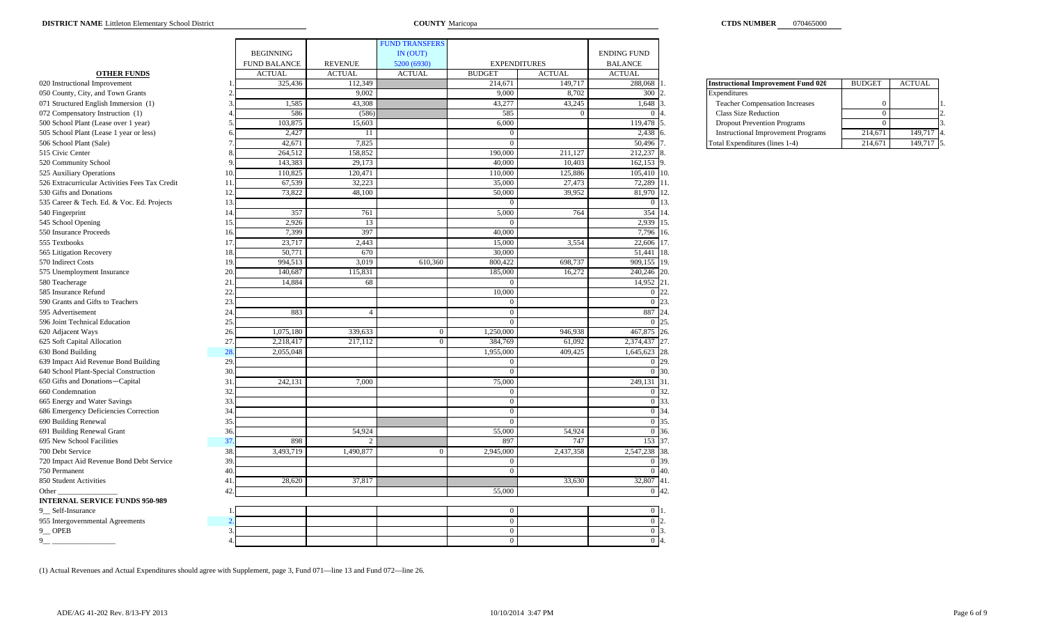**DISTRICT NAME** Littleton Elementary School District **COUNTY** Maricopa **CTDS NUMBER** 070465000

| OTHER FUNDS | | BEGINNING FUND BALANCE ACTUAL | REVENUE ACTUAL | FUND TRANSFERS IN (OUT) 5200 (6930) ACTUAL | EXPENDITURES BUDGET | EXPENDITURES ACTUAL | ENDING FUND BALANCE ACTUAL | |
|---|---|---|---|---|---|---|---|---|
| 020 Instructional Improvement | 1. | 325,436 | 112,349 | | 214,671 | 149,717 | 288,068 | 1. |
| 050 County, City, and Town Grants | 2. | | 9,002 | | 9,000 | 8,702 | 300 | 2. |
| 071 Structured English Immersion (1) | 3. | 1,585 | 43,308 | | 43,277 | 43,245 | 1,648 | 3. |
| 072 Compensatory Instruction (1) | 4. | 586 | (586) | | 585 | 0 | 0 | 4. |
| 500 School Plant (Lease over 1 year) | 5. | 103,875 | 15,603 | | 6,000 | | 119,478 | 5. |
| 505 School Plant (Lease 1 year or less) | 6. | 2,427 | 11 | | 0 | | 2,438 | 6. |
| 506 School Plant (Sale) | 7. | 42,671 | 7,825 | | 0 | | 50,496 | 7. |
| 515 Civic Center | 8. | 264,512 | 158,852 | | 190,000 | 211,127 | 212,237 | 8. |
| 520 Community School | 9. | 143,383 | 29,173 | | 40,000 | 10,403 | 162,153 | 9. |
| 525 Auxiliary Operations | 10. | 110,825 | 120,471 | | 110,000 | 125,886 | 105,410 | 10. |
| 526 Extracurricular Activities Fees Tax Credit | 11. | 67,539 | 32,223 | | 35,000 | 27,473 | 72,289 | 11. |
| 530 Gifts and Donations | 12. | 73,822 | 48,100 | | 50,000 | 39,952 | 81,970 | 12. |
| 535 Career & Tech. Ed. & Voc. Ed. Projects | 13. | | | | 0 | | 0 | 13. |
| 540 Fingerprint | 14. | 357 | 761 | | 5,000 | 764 | 354 | 14. |
| 545 School Opening | 15. | 2,926 | 13 | | 0 | | 2,939 | 15. |
| 550 Insurance Proceeds | 16. | 7,399 | 397 | | 40,000 | | 7,796 | 16. |
| 555 Textbooks | 17. | 23,717 | 2,443 | | 15,000 | 3,554 | 22,606 | 17. |
| 565 Litigation Recovery | 18. | 50,771 | 670 | | 30,000 | | 51,441 | 18. |
| 570 Indirect Costs | 19. | 994,513 | 3,019 | 610,360 | 800,422 | 698,737 | 909,155 | 19. |
| 575 Unemployment Insurance | 20. | 140,687 | 115,831 | | 185,000 | 16,272 | 240,246 | 20. |
| 580 Teacherage | 21. | 14,884 | 68 | | 0 | | 14,952 | 21. |
| 585 Insurance Refund | 22. | | | | 10,000 | | 0 | 22. |
| 590 Grants and Gifts to Teachers | 23. | | | | 0 | | 0 | 23. |
| 595 Advertisement | 24. | 883 | 4 | | 0 | | 887 | 24. |
| 596 Joint Technical Education | 25. | | | | 0 | | 0 | 25. |
| 620 Adjacent Ways | 26. | 1,075,180 | 339,633 | 0 | 1,250,000 | 946,938 | 467,875 | 26. |
| 625 Soft Capital Allocation | 27. | 2,218,417 | 217,112 | 0 | 384,769 | 61,092 | 2,374,437 | 27. |
| 630 Bond Building | 28. | 2,055,048 | | | 1,955,000 | 409,425 | 1,645,623 | 28. |
| 639 Impact Aid Revenue Bond Building | 29. | | | | 0 | | 0 | 29. |
| 640 School Plant-Special Construction | 30. | | | | 0 | | 0 | 30. |
| 650 Gifts and Donations—Capital | 31. | 242,131 | 7,000 | | 75,000 | | 249,131 | 31. |
| 660 Condemnation | 32. | | | | 0 | | 0 | 32. |
| 665 Energy and Water Savings | 33. | | | | 0 | | 0 | 33. |
| 686 Emergency Deficiencies Correction | 34. | | | | 0 | | 0 | 34. |
| 690 Building Renewal | 35. | | | | 0 | | 0 | 35. |
| 691 Building Renewal Grant | 36. | | 54,924 | | 55,000 | 54,924 | 0 | 36. |
| 695 New School Facilities | 37. | 898 | 2 | | 897 | 747 | 153 | 37. |
| 700 Debt Service | 38. | 3,493,719 | 1,490,877 | 0 | 2,945,000 | 2,437,358 | 2,547,238 | 38. |
| 720 Impact Aid Revenue Bond Debt Service | 39. | | | | 0 | | 0 | 39. |
| 750 Permanent | 40. | | | | 0 | | 0 | 40. |
| 850 Student Activities | 41. | 28,620 | 37,817 | | | 33,630 | 32,807 | 41. |
| Other ________________ | 42. | | | | 55,000 | | 0 | 42. |
| **INTERNAL SERVICE FUNDS 950-989** | | | | | | | | |
| 9__ Self-Insurance | 1. | | | | 0 | | 0 | 1. |
| 955 Intergovernmental Agreements | 2. | | | | 0 | | 0 | 2. |
| 9__ OPEB | 3. | | | | 0 | | 0 | 3. |
| 9__ ________________ | 4. | | | | 0 | | 0 | 4. |

| Instructional Improvement Fund 020 | BUDGET | ACTUAL | |
|---|---|---|---|
| Expenditures | | | |
| Teacher Compensation Increases | 0 | | 1. |
| Class Size Reduction | 0 | | 2. |
| Dropout Prevention Programs | 0 | | 3. |
| Instructional Improvement Programs | 214,671 | 149,717 | 4. |
| Total Expenditures (lines 1-4) | 214,671 | 149,717 | 5. |

(1) Actual Revenues and Actual Expenditures should agree with Supplement, page 3, Fund 071—line 13 and Fund 072—line 26.

ADE/AG 41-202 Rev. 8/13-FY 2013 10/10/2014 3:47 PM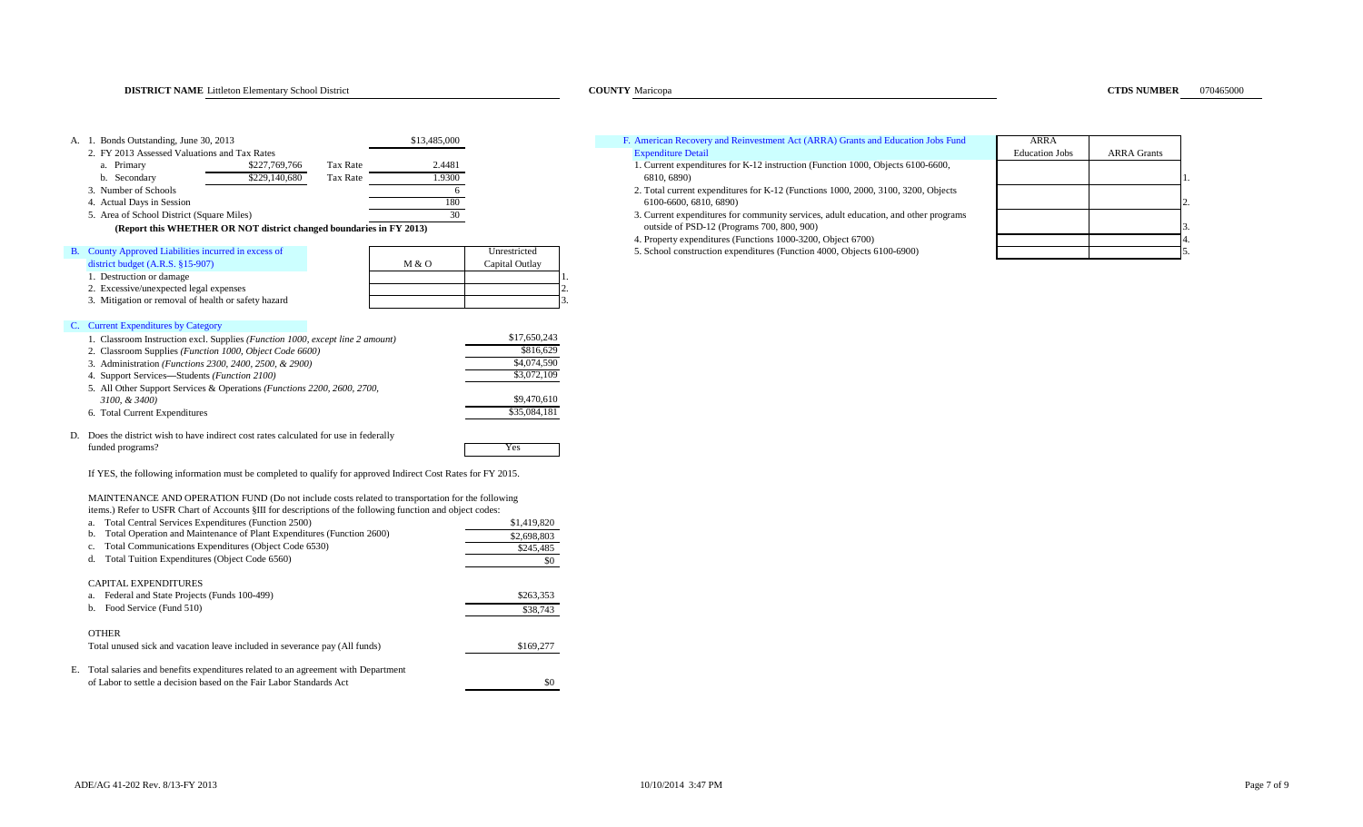**DISTRICT NAME** Littleton Elementary School District **COUNTY** Maricopa **CTDS NUMBER** 070465000

A. 1. Bonds Outstanding, June 30, 2013 — $13,485,000

2. FY 2013 Assessed Valuations and Tax Rates

| | | | |
|---|---|---|---|
| a. Primary | $227,769,766 | Tax Rate | 2.4481 |
| b. Secondary | $229,140,680 | Tax Rate | 1.9300 |

3. Number of Schools — 6

4. Actual Days in Session — 180

5. Area of School District (Square Miles) — 30

**(Report this WHETHER OR NOT district changed boundaries in FY 2013)**

| B. County Approved Liabilities incurred in excess of district budget (A.R.S. §15-907) | M & O | Unrestricted Capital Outlay | |
|---|---|---|---|
| 1. Destruction or damage | | | 1. |
| 2. Excessive/unexpected legal expenses | | | 2. |
| 3. Mitigation or removal of health or safety hazard | | | 3. |

C. Current Expenditures by Category

| | |
|---|---|
| 1. Classroom Instruction excl. Supplies *(Function 1000, except line 2 amount)* | $17,650,243 |
| 2. Classroom Supplies *(Function 1000, Object Code 6600)* | $816,629 |
| 3. Administration *(Functions 2300, 2400, 2500, & 2900)* | $4,074,590 |
| 4. Support Services—Students *(Function 2100)* | $3,072,109 |
| 5. All Other Support Services & Operations *(Functions 2200, 2600, 2700, 3100, & 3400)* | $9,470,610 |
| 6. Total Current Expenditures | $35,084,181 |

D. Does the district wish to have indirect cost rates calculated for use in federally funded programs? — Yes

If YES, the following information must be completed to qualify for approved Indirect Cost Rates for FY 2015.

MAINTENANCE AND OPERATION FUND (Do not include costs related to transportation for the following items.) Refer to USFR Chart of Accounts §III for descriptions of the following function and object codes:

| | |
|---|---|
| a. Total Central Services Expenditures (Function 2500) | $1,419,820 |
| b. Total Operation and Maintenance of Plant Expenditures (Function 2600) | $2,698,803 |
| c. Total Communications Expenditures (Object Code 6530) | $245,485 |
| d. Total Tuition Expenditures (Object Code 6560) | $0 |

CAPITAL EXPENDITURES

| | |
|---|---|
| a. Federal and State Projects (Funds 100-499) | $263,353 |
| b. Food Service (Fund 510) | $38,743 |

OTHER

| | |
|---|---|
| Total unused sick and vacation leave included in severance pay (All funds) | $169,277 |

E. Total salaries and benefits expenditures related to an agreement with Department of Labor to settle a decision based on the Fair Labor Standards Act — $0

| F. American Recovery and Reinvestment Act (ARRA) Grants and Education Jobs Fund Expenditure Detail | ARRA Education Jobs | ARRA Grants | |
|---|---|---|---|
| 1. Current expenditures for K-12 instruction (Function 1000, Objects 6100-6600, 6810, 6890) | | | 1. |
| 2. Total current expenditures for K-12 (Functions 1000, 2000, 3100, 3200, Objects 6100-6600, 6810, 6890) | | | 2. |
| 3. Current expenditures for community services, adult education, and other programs outside of PSD-12 (Programs 700, 800, 900) | | | 3. |
| 4. Property expenditures (Functions 1000-3200, Object 6700) | | | 4. |
| 5. School construction expenditures (Function 4000, Objects 6100-6900) | | | 5. |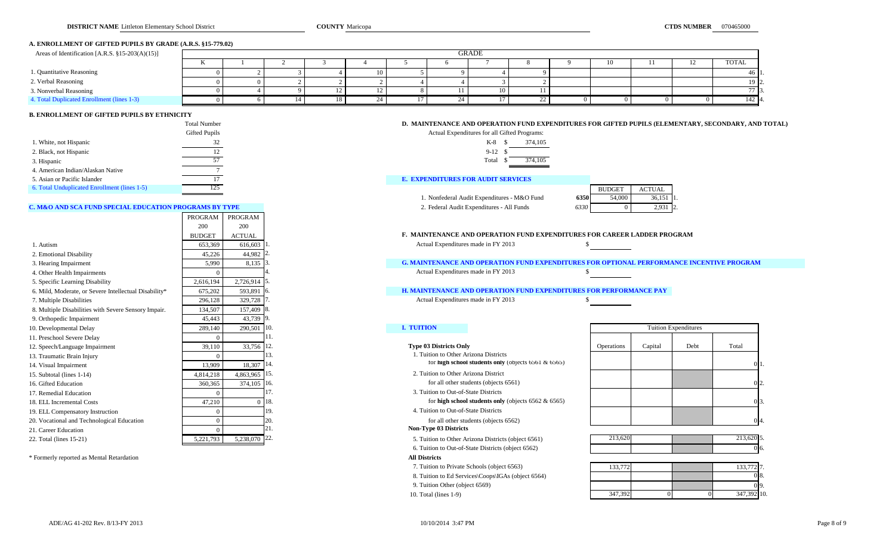**DISTRICT NAME** Littleton Elementary School District **COUNTY** Maricopa **CTDS NUMBER** 070465000

### A. ENROLLMENT OF GIFTED PUPILS BY GRADE (A.R.S. §15-779.02)

| Areas of Identification [A.R.S. §15-203(A)(15)] | K | 1 | 2 | 3 | 4 | 5 | 6 | 7 | 8 | 9 | 10 | 11 | 12 | TOTAL | |
|---|---|---|---|---|---|---|---|---|---|---|---|---|---|---|---|
| 1. Quantitative Reasoning | 0 | 2 | 3 | 4 | 10 | 5 | 9 | 4 | 9 | | | | | 46 | 1. |
| 2. Verbal Reasoning | 0 | 0 | 2 | 2 | 2 | 4 | 4 | 3 | 2 | | | | | 19 | 2. |
| 3. Nonverbal Reasoning | 0 | 4 | 9 | 12 | 12 | 8 | 11 | 10 | 11 | | | | | 77 | 3. |
| 4. Total Duplicated Enrollment (lines 1-3) | 0 | 6 | 14 | 18 | 24 | 17 | 24 | 17 | 22 | 0 | 0 | 0 | 0 | 142 | 4. |

### B. ENROLLMENT OF GIFTED PUPILS BY ETHNICITY

| | Total Number Gifted Pupils |
|---|---|
| 1. White, not Hispanic | 32 |
| 2. Black, not Hispanic | 12 |
| 3. Hispanic | 57 |
| 4. American Indian/Alaskan Native | 7 |
| 5. Asian or Pacific Islander | 17 |
| 6. Total Unduplicated Enrollment (lines 1-5) | 125 |

### C. M&O AND SCA FUND SPECIAL EDUCATION PROGRAMS BY TYPE

| | PROGRAM 200 BUDGET | PROGRAM 200 ACTUAL | |
|---|---|---|---|
| 1. Autism | 653,369 | 616,603 | 1. |
| 2. Emotional Disability | 45,226 | 44,982 | 2. |
| 3. Hearing Impairment | 5,990 | 8,135 | 3. |
| 4. Other Health Impairments | 0 | | 4. |
| 5. Specific Learning Disability | 2,616,194 | 2,726,914 | 5. |
| 6. Mild, Moderate, or Severe Intellectual Disability* | 675,202 | 593,891 | 6. |
| 7. Multiple Disabilities | 296,128 | 329,728 | 7. |
| 8. Multiple Disabilities with Severe Sensory Impair. | 134,507 | 157,409 | 8. |
| 9. Orthopedic Impairment | 45,443 | 43,739 | 9. |
| 10. Developmental Delay | 289,140 | 290,501 | 10. |
| 11. Preschool Severe Delay | 0 | | 11. |
| 12. Speech/Language Impairment | 39,110 | 33,756 | 12. |
| 13. Traumatic Brain Injury | 0 | | 13. |
| 14. Visual Impairment | 13,909 | 18,307 | 14. |
| 15. Subtotal (lines 1-14) | 4,814,218 | 4,863,965 | 15. |
| 16. Gifted Education | 360,365 | 374,105 | 16. |
| 17. Remedial Education | 0 | | 17. |
| 18. ELL Incremental Costs | 47,210 | 0 | 18. |
| 19. ELL Compensatory Instruction | 0 | | 19. |
| 20. Vocational and Technological Education | 0 | | 20. |
| 21. Career Education | 0 | | 21. |
| 22. Total (lines 15-21) | 5,221,793 | 5,238,070 | 22. |

* Formerly reported as Mental Retardation

### D. MAINTENANCE AND OPERATION FUND EXPENDITURES FOR GIFTED PUPILS (ELEMENTARY, SECONDARY, AND TOTAL)

Actual Expenditures for all Gifted Programs:

| | |
|---|---|
| K-8 | $ 374,105 |
| 9-12 | $ |
| Total | $ 374,105 |

### E. EXPENDITURES FOR AUDIT SERVICES

| | | BUDGET | ACTUAL | |
|---|---|---|---|---|
| 1. Nonfederal Audit Expenditures - M&O Fund | 6350 | 54,000 | 36,151 | 1. |
| 2. Federal Audit Expenditures - All Funds | 6330 | 0 | 2,931 | 2. |

### F. MAINTENANCE AND OPERATION FUND EXPENDITURES FOR CAREER LADDER PROGRAM

Actual Expenditures made in FY 2013 $

### G. MAINTENANCE AND OPERATION FUND EXPENDITURES FOR OPTIONAL PERFORMANCE INCENTIVE PROGRAM

Actual Expenditures made in FY 2013 $

### H. MAINTENANCE AND OPERATION FUND EXPENDITURES FOR PERFORMANCE PAY

Actual Expenditures made in FY 2013 $

### I. TUITION

| | Operations | Capital | Debt | Total | |
|---|---|---|---|---|---|
| **Type 03 Districts Only** | | | | | |
| 1. Tuition to Other Arizona Districts for **high school students only** (objects 6561 & 6565) | | | | 0 | 1. |
| 2. Tuition to Other Arizona District for all other students (objects 6561) | | | | 0 | 2. |
| 3. Tuition to Out-of-State Districts for **high school students only** (objects 6562 & 6565) | | | | 0 | 3. |
| 4. Tuition to Out-of-State Districts for all other students (objects 6562) | | | | 0 | 4. |
| **Non-Type 03 Districts** | | | | | |
| 5. Tuition to Other Arizona Districts (object 6561) | 213,620 | | | 213,620 | 5. |
| 6. Tuition to Out-of-State Districts (object 6562) | | | | 0 | 6. |
| **All Districts** | | | | | |
| 7. Tuition to Private Schools (object 6563) | 133,772 | | | 133,772 | 7. |
| 8. Tuition to Ed Services\Coops\IGAs (object 6564) | | | | 0 | 8. |
| 9. Tuition Other (object 6569) | | | | 0 | 9. |
| 10. Total (lines 1-9) | 347,392 | 0 | 0 | 347,392 | 10. |

ADE/AG 41-202 Rev. 8/13-FY 2013 10/10/2014 3:47 PM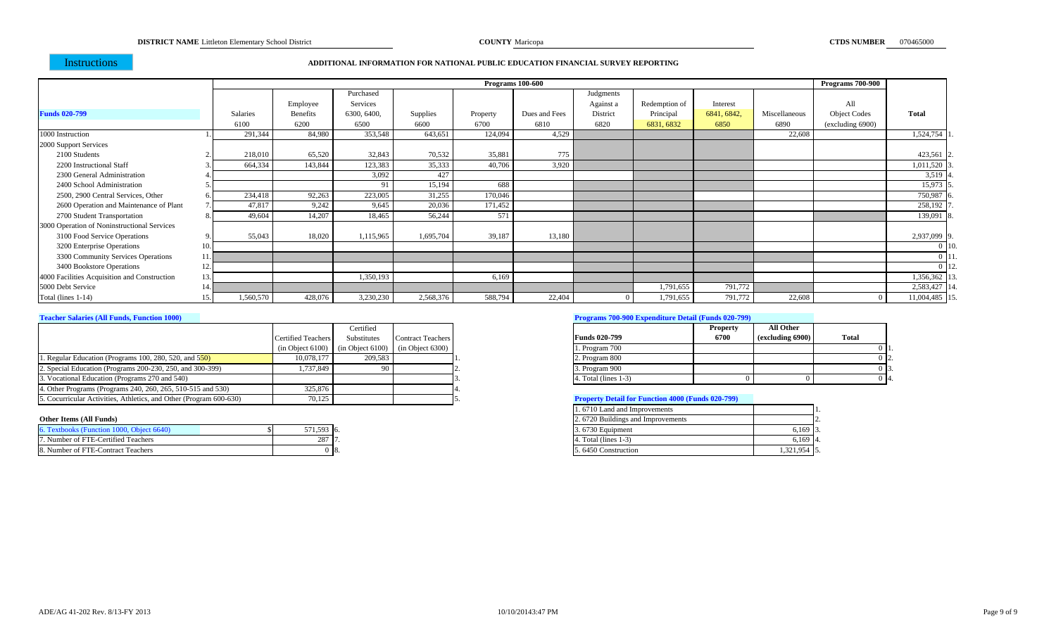**DISTRICT NAME** Littleton Elementary School District **COUNTY** Maricopa **CTDS NUMBER** 070465000

Instructions

## ADDITIONAL INFORMATION FOR NATIONAL PUBLIC EDUCATION FINANCIAL SURVEY REPORTING

| Funds 020-799 | | Programs 100-600 | | | | | | | | | | Programs 700-900 | |
|---|---|---|---|---|---|---|---|---|---|---|---|---|---|
| | | Salaries 6100 | Employee Benefits 6200 | Purchased Services 6300, 6400, 6500 | Supplies 6600 | Property 6700 | Dues and Fees 6810 | Judgments Against a District 6820 | Redemption of Principal 6831, 6832 | Interest 6841, 6842, 6850 | Miscellaneous 6890 | All Object Codes (excluding 6900) | Total |
| 1000 Instruction | 1. | 291,344 | 84,980 | 353,548 | 643,651 | 124,094 | 4,529 | | | | 22,608 | | 1,524,754 |
| 2000 Support Services | | | | | | | | | | | | | |
| 2100 Students | 2. | 218,010 | 65,520 | 32,843 | 70,532 | 35,881 | 775 | | | | | | 423,561 |
| 2200 Instructional Staff | 3. | 664,334 | 143,844 | 123,383 | 35,333 | 40,706 | 3,920 | | | | | | 1,011,520 |
| 2300 General Administration | 4. | | | 3,092 | 427 | | | | | | | | 3,519 |
| 2400 School Administration | 5. | | | 91 | 15,194 | 688 | | | | | | | 15,973 |
| 2500, 2900 Central Services, Other | 6. | 234,418 | 92,263 | 223,005 | 31,255 | 170,046 | | | | | | | 750,987 |
| 2600 Operation and Maintenance of Plant | 7. | 47,817 | 9,242 | 9,645 | 20,036 | 171,452 | | | | | | | 258,192 |
| 2700 Student Transportation | 8. | 49,604 | 14,207 | 18,465 | 56,244 | 571 | | | | | | | 139,091 |
| 3000 Operation of Noninstructional Services | | | | | | | | | | | | | |
| 3100 Food Service Operations | 9. | 55,043 | 18,020 | 1,115,965 | 1,695,704 | 39,187 | 13,180 | | | | | | 2,937,099 |
| 3200 Enterprise Operations | 10. | | | | | | | | | | | | 0 |
| 3300 Community Services Operations | 11. | | | | | | | | | | | | 0 |
| 3400 Bookstore Operations | 12. | | | | | | | | | | | | 0 |
| 4000 Facilities Acquisition and Construction | 13. | | | 1,350,193 | | 6,169 | | | | | | | 1,356,362 |
| 5000 Debt Service | 14. | | | | | | | | 1,791,655 | 791,772 | | | 2,583,427 |
| Total (lines 1-14) | 15. | 1,560,570 | 428,076 | 3,230,230 | 2,568,376 | 588,794 | 22,404 | 0 | 1,791,655 | 791,772 | 22,608 | 0 | 11,004,485 |

### Teacher Salaries (All Funds, Function 1000)

| | Certified Teachers (in Object 6100) | Certified Substitutes (in Object 6100) | Contract Teachers (in Object 6300) | |
|---|---|---|---|---|
| 1. Regular Education (Programs 100, 280, 520, and 550) | 10,078,177 | 209,583 | | 1. |
| 2. Special Education (Programs 200-230, 250, and 300-399) | 1,737,849 | 90 | | 2. |
| 3. Vocational Education (Programs 270 and 540) | | | | 3. |
| 4. Other Programs (Programs 240, 260, 265, 510-515 and 530) | 325,876 | | | 4. |
| 5. Cocurricular Activities, Athletics, and Other (Program 600-630) | 70,125 | | | 5. |

### Other Items (All Funds)

| | | |
|---|---|---|
| 6. Textbooks (Function 1000, Object 6640) | $ 571,593 | 6. |
| 7. Number of FTE-Certified Teachers | 287 | 7. |
| 8. Number of FTE-Contract Teachers | 0 | 8. |

### Programs 700-900 Expenditure Detail (Funds 020-799)

| Funds 020-799 | Property 6700 | All Other (excluding 6900) | Total | |
|---|---|---|---|---|
| 1. Program 700 | | | 0 | 1. |
| 2. Program 800 | | | 0 | 2. |
| 3. Program 900 | | | 0 | 3. |
| 4. Total (lines 1-3) | 0 | 0 | 0 | 4. |

### Property Detail for Function 4000 (Funds 020-799)

| | | |
|---|---|---|
| 1. 6710 Land and Improvements | | 1. |
| 2. 6720 Buildings and Improvements | | 2. |
| 3. 6730 Equipment | 6,169 | 3. |
| 4. Total (lines 1-3) | 6,169 | 4. |
| 5. 6450 Construction | 1,321,954 | 5. |

ADE/AG 41-202 Rev. 8/13-FY 2013 10/10/20143:47 PM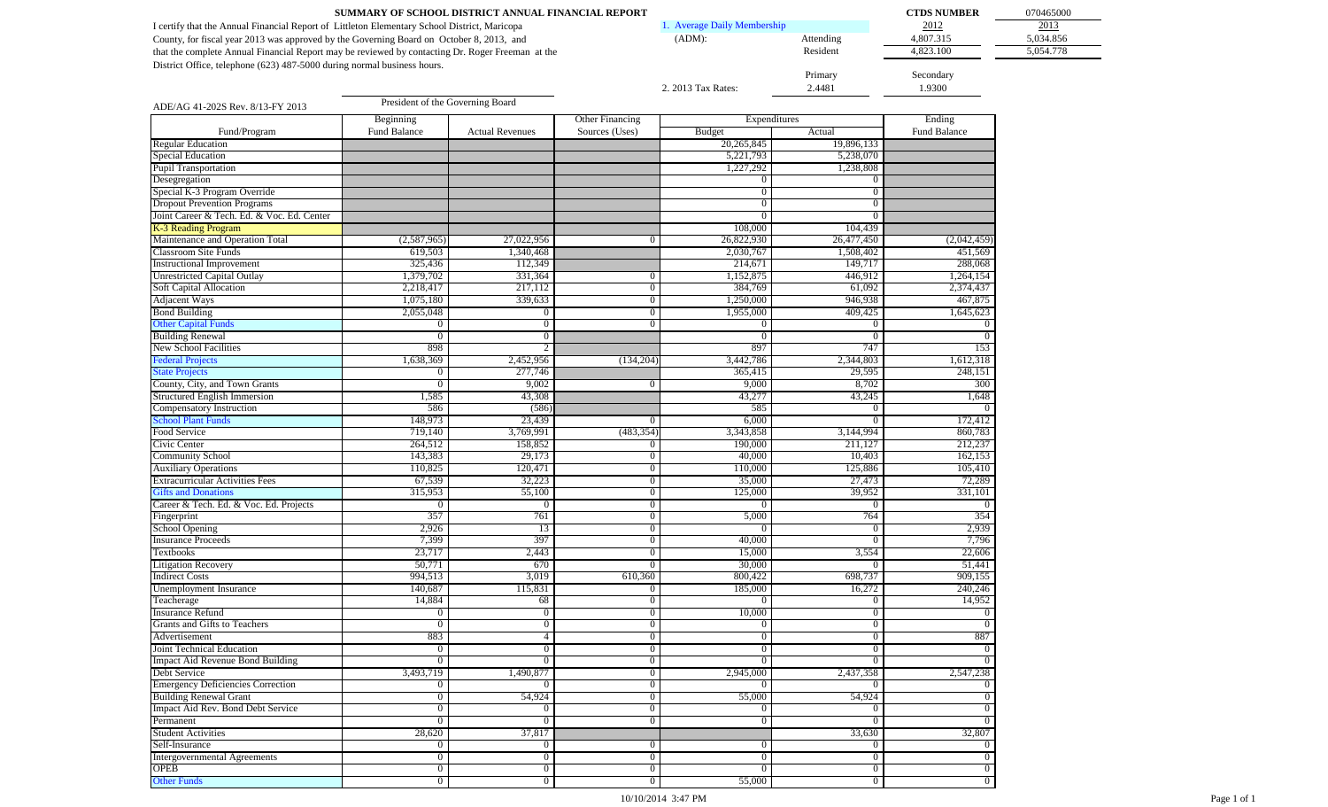# SUMMARY OF SCHOOL DISTRICT ANNUAL FINANCIAL REPORT

I certify that the Annual Financial Report of Littleton Elementary School District, Maricopa County, for fiscal year 2013 was approved by the Governing Board on October 8, 2013, and that the complete Annual Financial Report may be reviewed by contacting Dr. Roger Freeman at the District Office, telephone (623) 487-5000 during normal business hours.

President of the Governing Board

ADE/AG 41-202S Rev. 8/13-FY 2013

**CTDS NUMBER** 070465000

| 1. Average Daily Membership (ADM): | | 2012 | 2013 |
|---|---|---|---|
| | Attending | 4,807.315 | 5,034.856 |
| | Resident | 4,823.100 | 5,054.778 |

| 2. 2013 Tax Rates: | Primary | Secondary |
|---|---|---|
| | 2.4481 | 1.9300 |

| Fund/Program | Beginning Fund Balance | Actual Revenues | Other Financing Sources (Uses) | Expenditures Budget | Expenditures Actual | Ending Fund Balance |
|---|---|---|---|---|---|---|
| Regular Education | | | | 20,265,845 | 19,896,133 | |
| Special Education | | | | 5,221,793 | 5,238,070 | |
| Pupil Transportation | | | | 1,227,292 | 1,238,808 | |
| Desegregation | | | | 0 | 0 | |
| Special K-3 Program Override | | | | 0 | 0 | |
| Dropout Prevention Programs | | | | 0 | 0 | |
| Joint Career & Tech. Ed. & Voc. Ed. Center | | | | 0 | 0 | |
| K-3 Reading Program | | | | 108,000 | 104,439 | |
| Maintenance and Operation Total | (2,587,965) | 27,022,956 | 0 | 26,822,930 | 26,477,450 | (2,042,459) |
| Classroom Site Funds | 619,503 | 1,340,468 | | 2,030,767 | 1,508,402 | 451,569 |
| Instructional Improvement | 325,436 | 112,349 | | 214,671 | 149,717 | 288,068 |
| Unrestricted Capital Outlay | 1,379,702 | 331,364 | 0 | 1,152,875 | 446,912 | 1,264,154 |
| Soft Capital Allocation | 2,218,417 | 217,112 | 0 | 384,769 | 61,092 | 2,374,437 |
| Adjacent Ways | 1,075,180 | 339,633 | 0 | 1,250,000 | 946,938 | 467,875 |
| Bond Building | 2,055,048 | 0 | 0 | 1,955,000 | 409,425 | 1,645,623 |
| Other Capital Funds | 0 | 0 | 0 | 0 | 0 | 0 |
| Building Renewal | 0 | 0 | | 0 | 0 | 0 |
| New School Facilities | 898 | 2 | | 897 | 747 | 153 |
| Federal Projects | 1,638,369 | 2,452,956 | (134,204) | 3,442,786 | 2,344,803 | 1,612,318 |
| State Projects | 0 | 277,746 | | 365,415 | 29,595 | 248,151 |
| County, City, and Town Grants | 0 | 9,002 | 0 | 9,000 | 8,702 | 300 |
| Structured English Immersion | 1,585 | 43,308 | | 43,277 | 43,245 | 1,648 |
| Compensatory Instruction | 586 | (586) | | 585 | 0 | 0 |
| School Plant Funds | 148,973 | 23,439 | 0 | 6,000 | 0 | 172,412 |
| Food Service | 719,140 | 3,769,991 | (483,354) | 3,343,858 | 3,144,994 | 860,783 |
| Civic Center | 264,512 | 158,852 | 0 | 190,000 | 211,127 | 212,237 |
| Community School | 143,383 | 29,173 | 0 | 40,000 | 10,403 | 162,153 |
| Auxiliary Operations | 110,825 | 120,471 | 0 | 110,000 | 125,886 | 105,410 |
| Extracurricular Activities Fees | 67,539 | 32,223 | 0 | 35,000 | 27,473 | 72,289 |
| Gifts and Donations | 315,953 | 55,100 | 0 | 125,000 | 39,952 | 331,101 |
| Career & Tech. Ed. & Voc. Ed. Projects | 0 | 0 | 0 | 0 | 0 | 0 |
| Fingerprint | 357 | 761 | 0 | 5,000 | 764 | 354 |
| School Opening | 2,926 | 13 | 0 | 0 | 0 | 2,939 |
| Insurance Proceeds | 7,399 | 397 | 0 | 40,000 | 0 | 7,796 |
| Textbooks | 23,717 | 2,443 | 0 | 15,000 | 3,554 | 22,606 |
| Litigation Recovery | 50,771 | 670 | 0 | 30,000 | 0 | 51,441 |
| Indirect Costs | 994,513 | 3,019 | 610,360 | 800,422 | 698,737 | 909,155 |
| Unemployment Insurance | 140,687 | 115,831 | 0 | 185,000 | 16,272 | 240,246 |
| Teacherage | 14,884 | 68 | 0 | 0 | 0 | 14,952 |
| Insurance Refund | 0 | 0 | 0 | 10,000 | 0 | 0 |
| Grants and Gifts to Teachers | 0 | 0 | 0 | 0 | 0 | 0 |
| Advertisement | 883 | 4 | 0 | 0 | 0 | 887 |
| Joint Technical Education | 0 | 0 | 0 | 0 | 0 | 0 |
| Impact Aid Revenue Bond Building | 0 | 0 | 0 | 0 | 0 | 0 |
| Debt Service | 3,493,719 | 1,490,877 | 0 | 2,945,000 | 2,437,358 | 2,547,238 |
| Emergency Deficiencies Correction | 0 | 0 | 0 | 0 | 0 | 0 |
| Building Renewal Grant | 0 | 54,924 | 0 | 55,000 | 54,924 | 0 |
| Impact Aid Rev. Bond Debt Service | 0 | 0 | 0 | 0 | 0 | 0 |
| Permanent | 0 | 0 | 0 | 0 | 0 | 0 |
| Student Activities | 28,620 | 37,817 | | | 33,630 | 32,807 |
| Self-Insurance | 0 | 0 | 0 | 0 | 0 | 0 |
| Intergovernmental Agreements | 0 | 0 | 0 | 0 | 0 | 0 |
| OPEB | 0 | 0 | 0 | 0 | 0 | 0 |
| Other Funds | 0 | 0 | 0 | 55,000 | 0 | 0 |

10/10/2014 3:47 PM